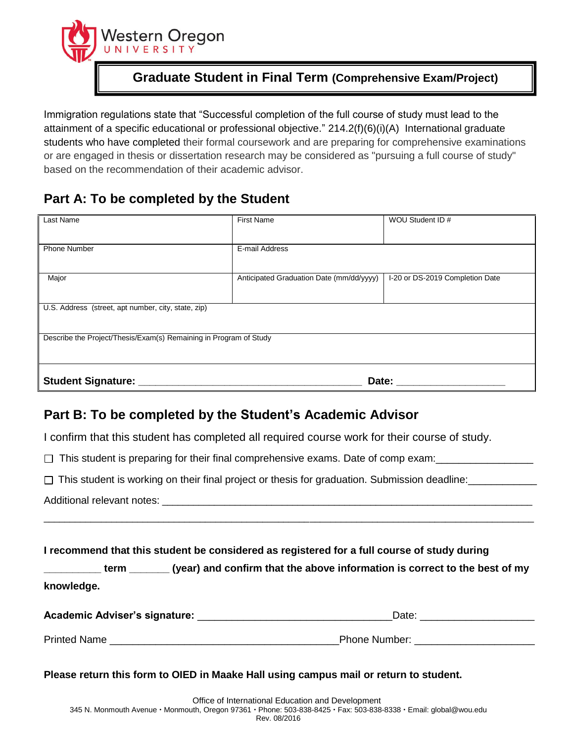Western Oregon UNIVERSITY

# Graduate Student in Final Term (Comprehensive Exam/Project)

Immigration regulations state that "Successful completion of the full course of study must lead to the attainment of a specific educational or professional objective." 214.2(f)(6)(i)(A) International graduate students who have completed their formal coursework and are preparing for comprehensive examinations or are engaged in thesis or dissertation research may be considered as "pursuing a full course of study" based on the recommendation of their academic advisor.

## Part A: To be completed by the Student

| Last Name | First Name | WOU Student ID # |
|---|---|---|
| Phone Number | E-mail Address | |
| Major | Anticipated Graduation Date (mm/dd/yyyy) | I-20 or DS-2019 Completion Date |
| U.S. Address (street, apt number, city, state, zip) | | |
| Describe the Project/Thesis/Exam(s) Remaining in Program of Study | | |
| **Student Signature:** ________________________________________ | **Date:** ___________________ | |

## Part B: To be completed by the Student's Academic Advisor

I confirm that this student has completed all required course work for their course of study.

☐ This student is preparing for their final comprehensive exams. Date of comp exam:________________

☐ This student is working on their final project or thesis for graduation. Submission deadline:____________

Additional relevant notes: ____________________________________________________________________

________________________________________________________________________________________

**I recommend that this student be considered as registered for a full course of study during __________ term _______ (year) and confirm that the above information is correct to the best of my knowledge.**

**Academic Adviser's signature:** __________________________________Date: ___________________

Printed Name _______________________________________Phone Number: ____________________

**Please return this form to OIED in Maake Hall using campus mail or return to student.**

Office of International Education and Development
345 N. Monmouth Avenue • Monmouth, Oregon 97361 • Phone: 503-838-8425 • Fax: 503-838-8338 • Email: global@wou.edu
Rev. 08/2016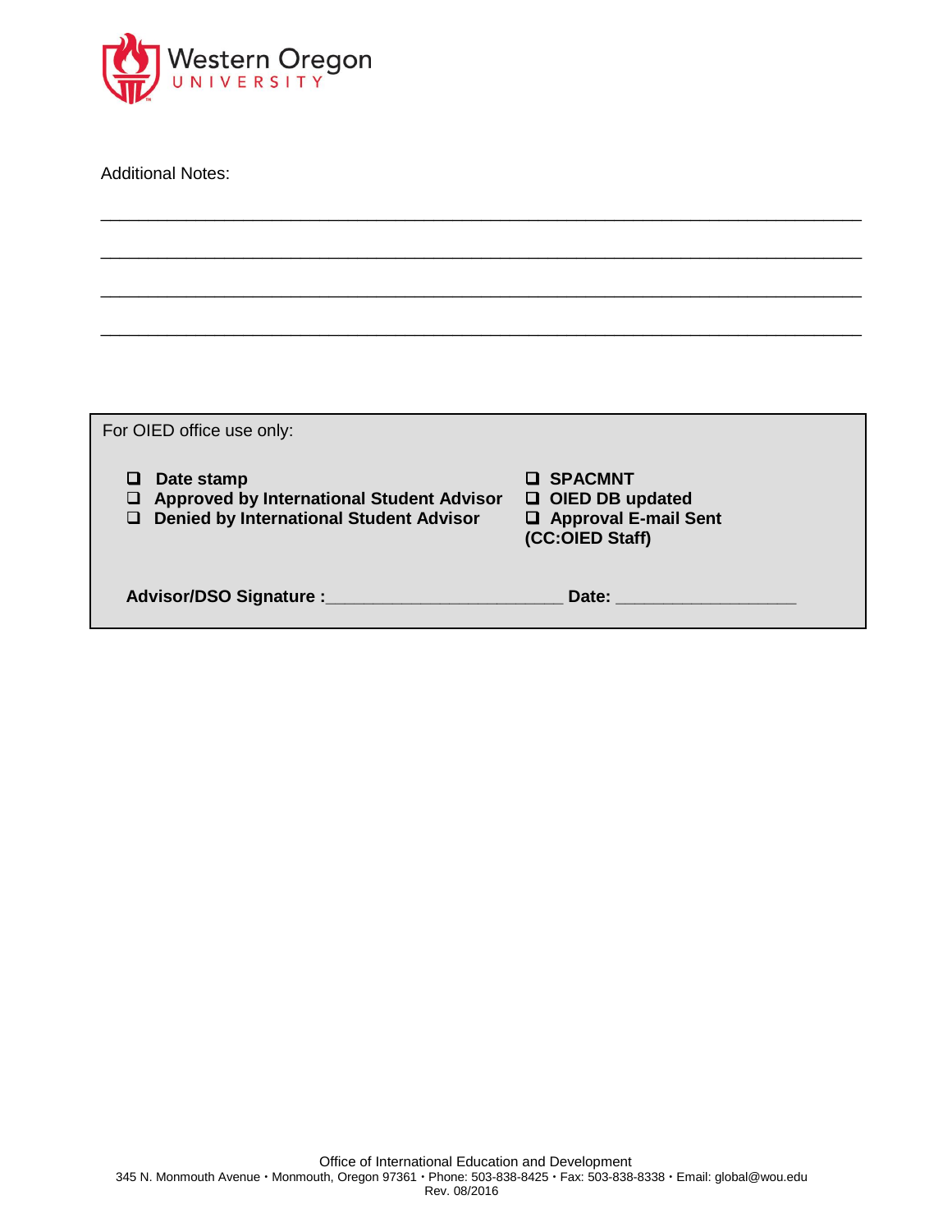Additional Notes:

\_\_\_\_\_\_\_\_\_\_\_\_\_\_\_\_\_\_\_\_\_\_\_\_\_\_\_\_\_\_\_\_\_\_\_\_\_\_\_\_\_\_\_\_\_\_\_\_\_\_\_\_\_\_\_\_\_\_\_\_\_\_\_\_\_\_\_\_\_\_\_\_

\_\_\_\_\_\_\_\_\_\_\_\_\_\_\_\_\_\_\_\_\_\_\_\_\_\_\_\_\_\_\_\_\_\_\_\_\_\_\_\_\_\_\_\_\_\_\_\_\_\_\_\_\_\_\_\_\_\_\_\_\_\_\_\_\_\_\_\_\_\_\_\_

\_\_\_\_\_\_\_\_\_\_\_\_\_\_\_\_\_\_\_\_\_\_\_\_\_\_\_\_\_\_\_\_\_\_\_\_\_\_\_\_\_\_\_\_\_\_\_\_\_\_\_\_\_\_\_\_\_\_\_\_\_\_\_\_\_\_\_\_\_\_\_\_

\_\_\_\_\_\_\_\_\_\_\_\_\_\_\_\_\_\_\_\_\_\_\_\_\_\_\_\_\_\_\_\_\_\_\_\_\_\_\_\_\_\_\_\_\_\_\_\_\_\_\_\_\_\_\_\_\_\_\_\_\_\_\_\_\_\_\_\_\_\_\_\_

For OIED office use only:

- ☐ **Date stamp**
- ☐ **Approved by International Student Advisor**
- ☐ **Denied by International Student Advisor**
- ☐ **SPACMNT**
- ☐ **OIED DB updated**
- ☐ **Approval E-mail Sent (CC:OIED Staff)**

**Advisor/DSO Signature :**\_\_\_\_\_\_\_\_\_\_\_\_\_\_\_\_\_\_\_\_\_\_\_\_\_ **Date:** \_\_\_\_\_\_\_\_\_\_\_\_\_\_\_\_\_\_\_

Office of International Education and Development
345 N. Monmouth Avenue • Monmouth, Oregon 97361 • Phone: 503-838-8425 • Fax: 503-838-8338 • Email: global@wou.edu
Rev. 08/2016